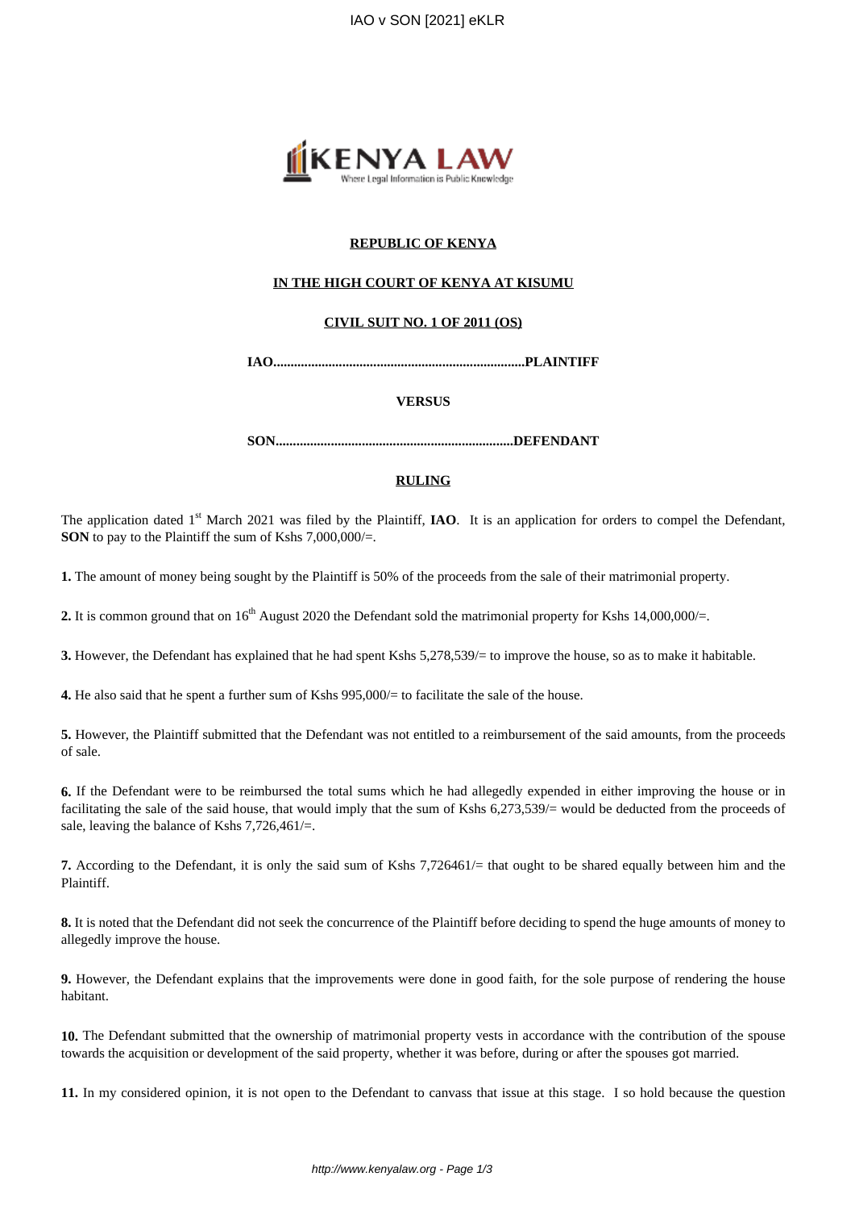**REPUBLIC OF KENYA**

**IN THE HIGH COURT OF KENYA AT KISUMU**

**CIVIL SUIT NO. 1 OF 2011 (OS)**

**IAO........................................................................PLAINTIFF**

**VERSUS**

**SON....................................................................DEFENDANT**

**RULING**

The application dated 1st March 2021 was filed by the Plaintiff, **IAO**. It is an application for orders to compel the Defendant, **SON** to pay to the Plaintiff the sum of Kshs 7,000,000/=.

**1.** The amount of money being sought by the Plaintiff is 50% of the proceeds from the sale of their matrimonial property.

**2.** It is common ground that on 16th August 2020 the Defendant sold the matrimonial property for Kshs 14,000,000/=.

**3.** However, the Defendant has explained that he had spent Kshs 5,278,539/= to improve the house, so as to make it habitable.

**4.** He also said that he spent a further sum of Kshs 995,000/= to facilitate the sale of the house.

**5.** However, the Plaintiff submitted that the Defendant was not entitled to a reimbursement of the said amounts, from the proceeds of sale.

**6.** If the Defendant were to be reimbursed the total sums which he had allegedly expended in either improving the house or in facilitating the sale of the said house, that would imply that the sum of Kshs 6,273,539/= would be deducted from the proceeds of sale, leaving the balance of Kshs 7,726,461/=.

**7.** According to the Defendant, it is only the said sum of Kshs 7,726461/= that ought to be shared equally between him and the Plaintiff.

**8.** It is noted that the Defendant did not seek the concurrence of the Plaintiff before deciding to spend the huge amounts of money to allegedly improve the house.

**9.** However, the Defendant explains that the improvements were done in good faith, for the sole purpose of rendering the house habitant.

**10.** The Defendant submitted that the ownership of matrimonial property vests in accordance with the contribution of the spouse towards the acquisition or development of the said property, whether it was before, during or after the spouses got married.

**11.** In my considered opinion, it is not open to the Defendant to canvass that issue at this stage. I so hold because the question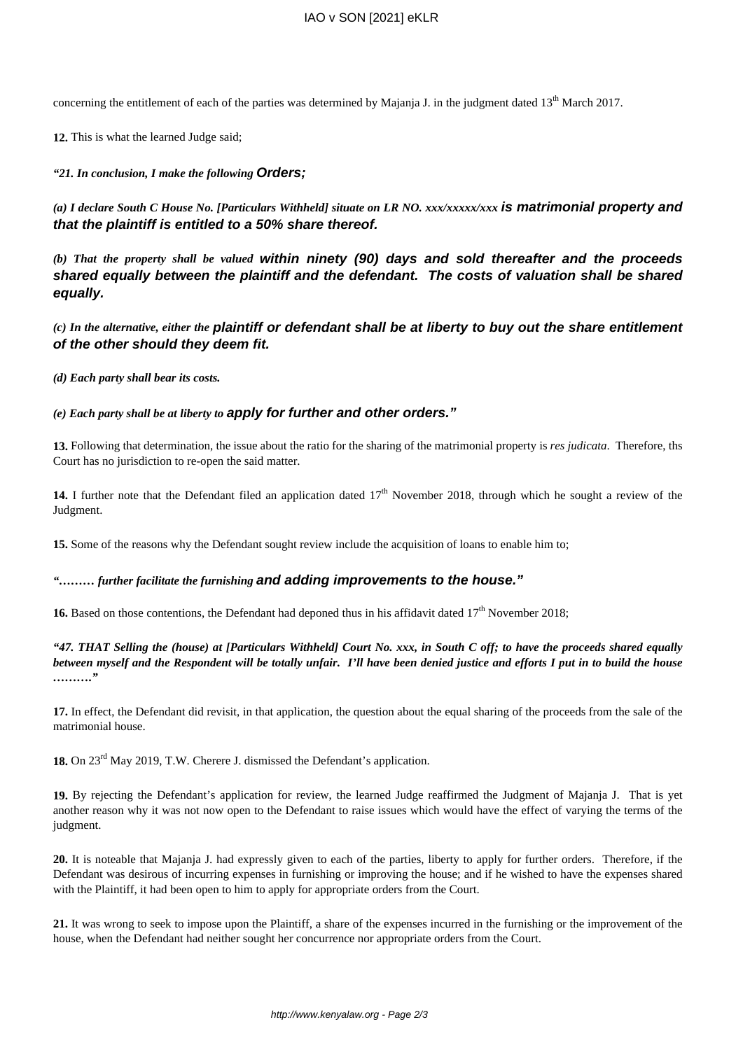concerning the entitlement of each of the parties was determined by Majanja J. in the judgment dated 13th March 2017.

**12.** This is what the learned Judge said;

***"21. In conclusion, I make the following Orders;***

***(a) I declare South C House No. [Particulars Withheld] situate on LR NO. xxx/xxxxx/xxx is matrimonial property and that the plaintiff is entitled to a 50% share thereof.***

***(b) That the property shall be valued within ninety (90) days and sold thereafter and the proceeds shared equally between the plaintiff and the defendant. The costs of valuation shall be shared equally.***

***(c) In the alternative, either the plaintiff or defendant shall be at liberty to buy out the share entitlement of the other should they deem fit.***

***(d) Each party shall bear its costs.***

***(e) Each party shall be at liberty to apply for further and other orders."***

**13.** Following that determination, the issue about the ratio for the sharing of the matrimonial property is *res judicata*. Therefore, ths Court has no jurisdiction to re-open the said matter.

**14.** I further note that the Defendant filed an application dated 17th November 2018, through which he sought a review of the Judgment.

**15.** Some of the reasons why the Defendant sought review include the acquisition of loans to enable him to;

***"……… further facilitate the furnishing and adding improvements to the house."***

**16.** Based on those contentions, the Defendant had deponed thus in his affidavit dated 17th November 2018;

***"47. THAT Selling the (house) at [Particulars Withheld] Court No. xxx, in South C off; to have the proceeds shared equally between myself and the Respondent will be totally unfair. I'll have been denied justice and efforts I put in to build the house ………"***

**17.** In effect, the Defendant did revisit, in that application, the question about the equal sharing of the proceeds from the sale of the matrimonial house.

**18.** On 23rd May 2019, T.W. Cherere J. dismissed the Defendant's application.

**19.** By rejecting the Defendant's application for review, the learned Judge reaffirmed the Judgment of Majanja J. That is yet another reason why it was not now open to the Defendant to raise issues which would have the effect of varying the terms of the judgment.

**20.** It is noteable that Majanja J. had expressly given to each of the parties, liberty to apply for further orders. Therefore, if the Defendant was desirous of incurring expenses in furnishing or improving the house; and if he wished to have the expenses shared with the Plaintiff, it had been open to him to apply for appropriate orders from the Court.

**21.** It was wrong to seek to impose upon the Plaintiff, a share of the expenses incurred in the furnishing or the improvement of the house, when the Defendant had neither sought her concurrence nor appropriate orders from the Court.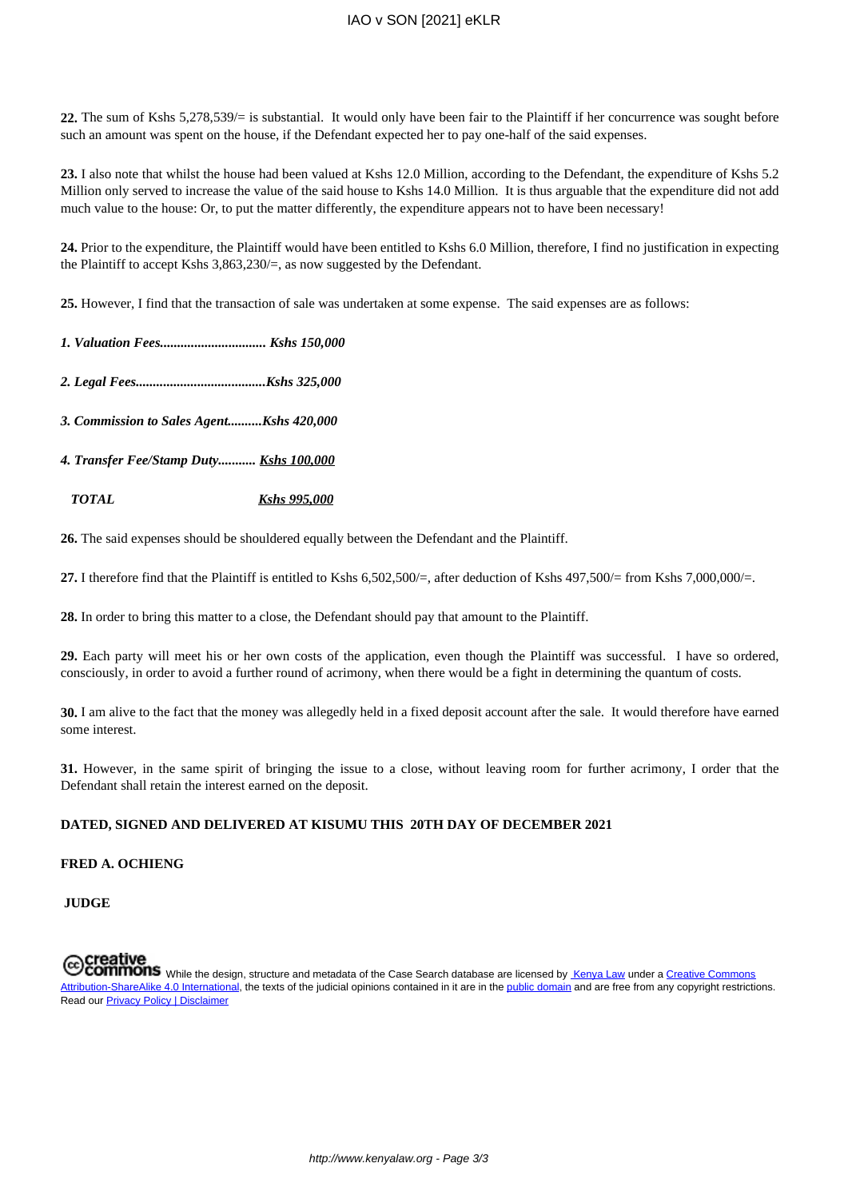**22.** The sum of Kshs 5,278,539/= is substantial. It would only have been fair to the Plaintiff if her concurrence was sought before such an amount was spent on the house, if the Defendant expected her to pay one-half of the said expenses.

**23.** I also note that whilst the house had been valued at Kshs 12.0 Million, according to the Defendant, the expenditure of Kshs 5.2 Million only served to increase the value of the said house to Kshs 14.0 Million. It is thus arguable that the expenditure did not add much value to the house: Or, to put the matter differently, the expenditure appears not to have been necessary!

**24.** Prior to the expenditure, the Plaintiff would have been entitled to Kshs 6.0 Million, therefore, I find no justification in expecting the Plaintiff to accept Kshs 3,863,230/=, as now suggested by the Defendant.

**25.** However, I find that the transaction of sale was undertaken at some expense. The said expenses are as follows:

***1. Valuation Fees.............................. Kshs 150,000***

***2. Legal Fees.....................................Kshs 325,000***

***3. Commission to Sales Agent..........Kshs 420,000***

***4. Transfer Fee/Stamp Duty........... Kshs 100,000***

***TOTAL Kshs 995,000***

**26.** The said expenses should be shouldered equally between the Defendant and the Plaintiff.

**27.** I therefore find that the Plaintiff is entitled to Kshs 6,502,500/=, after deduction of Kshs 497,500/= from Kshs 7,000,000/=.

**28.** In order to bring this matter to a close, the Defendant should pay that amount to the Plaintiff.

**29.** Each party will meet his or her own costs of the application, even though the Plaintiff was successful. I have so ordered, consciously, in order to avoid a further round of acrimony, when there would be a fight in determining the quantum of costs.

**30.** I am alive to the fact that the money was allegedly held in a fixed deposit account after the sale. It would therefore have earned some interest.

**31.** However, in the same spirit of bringing the issue to a close, without leaving room for further acrimony, I order that the Defendant shall retain the interest earned on the deposit.

**DATED, SIGNED AND DELIVERED AT KISUMU THIS 20TH DAY OF DECEMBER 2021**

**FRED A. OCHIENG**

**JUDGE**

While the design, structure and metadata of the Case Search database are licensed by Kenya Law under a Creative Commons Attribution-ShareAlike 4.0 International, the texts of the judicial opinions contained in it are in the public domain and are free from any copyright restrictions. Read our Privacy Policy | Disclaimer